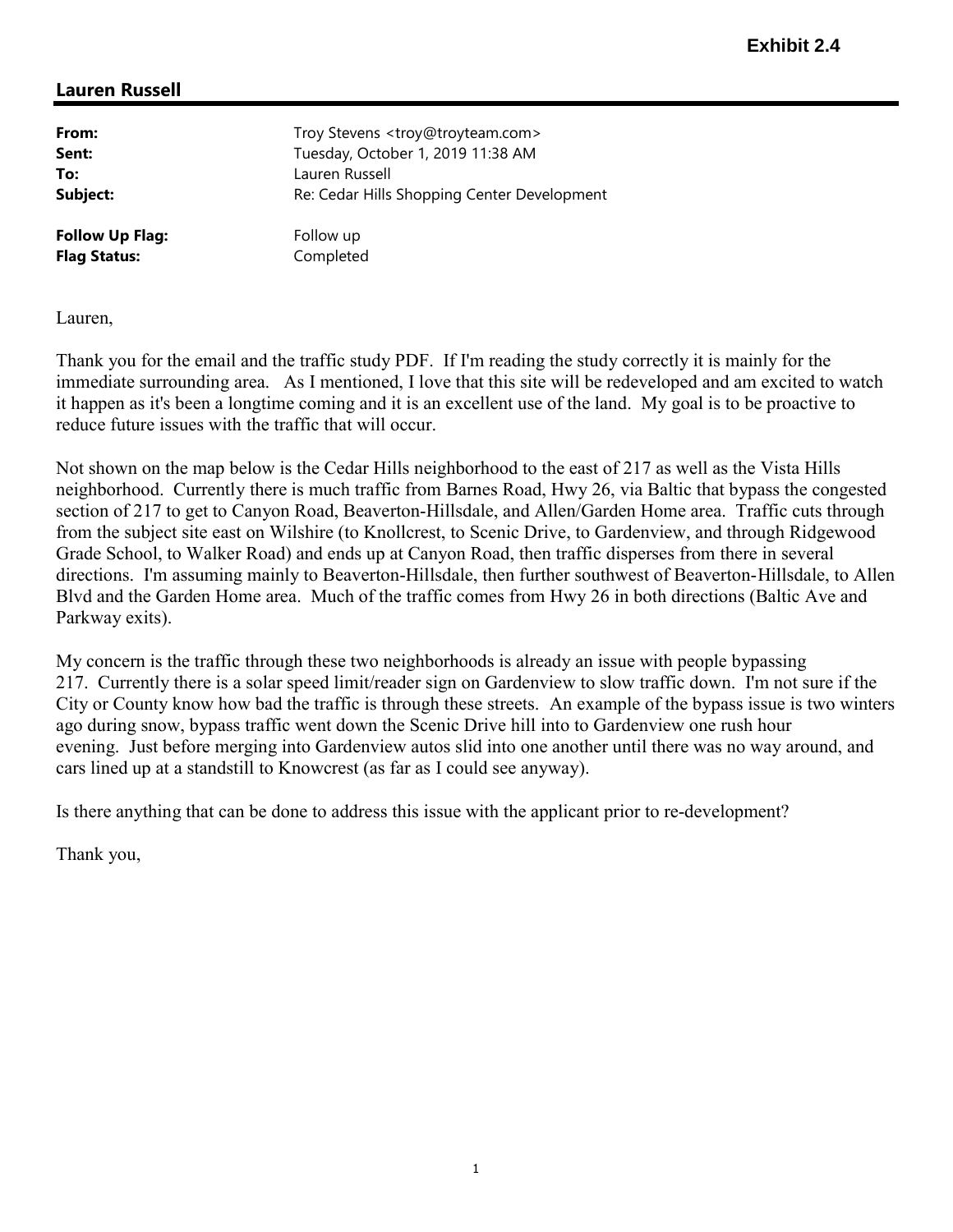**Exhibit 2.4**

## Lauren Russell

| | |
|---|---|
| **From:** | Troy Stevens <troy@troyteam.com> |
| **Sent:** | Tuesday, October 1, 2019 11:38 AM |
| **To:** | Lauren Russell |
| **Subject:** | Re: Cedar Hills Shopping Center Development |
| **Follow Up Flag:** | Follow up |
| **Flag Status:** | Completed |

Lauren,

Thank you for the email and the traffic study PDF. If I'm reading the study correctly it is mainly for the immediate surrounding area. As I mentioned, I love that this site will be redeveloped and am excited to watch it happen as it's been a longtime coming and it is an excellent use of the land. My goal is to be proactive to reduce future issues with the traffic that will occur.

Not shown on the map below is the Cedar Hills neighborhood to the east of 217 as well as the Vista Hills neighborhood. Currently there is much traffic from Barnes Road, Hwy 26, via Baltic that bypass the congested section of 217 to get to Canyon Road, Beaverton-Hillsdale, and Allen/Garden Home area. Traffic cuts through from the subject site east on Wilshire (to Knollcrest, to Scenic Drive, to Gardenview, and through Ridgewood Grade School, to Walker Road) and ends up at Canyon Road, then traffic disperses from there in several directions. I'm assuming mainly to Beaverton-Hillsdale, then further southwest of Beaverton-Hillsdale, to Allen Blvd and the Garden Home area. Much of the traffic comes from Hwy 26 in both directions (Baltic Ave and Parkway exits).

My concern is the traffic through these two neighborhoods is already an issue with people bypassing 217. Currently there is a solar speed limit/reader sign on Gardenview to slow traffic down. I'm not sure if the City or County know how bad the traffic is through these streets. An example of the bypass issue is two winters ago during snow, bypass traffic went down the Scenic Drive hill into to Gardenview one rush hour evening. Just before merging into Gardenview autos slid into one another until there was no way around, and cars lined up at a standstill to Knowcrest (as far as I could see anyway).

Is there anything that can be done to address this issue with the applicant prior to re-development?

Thank you,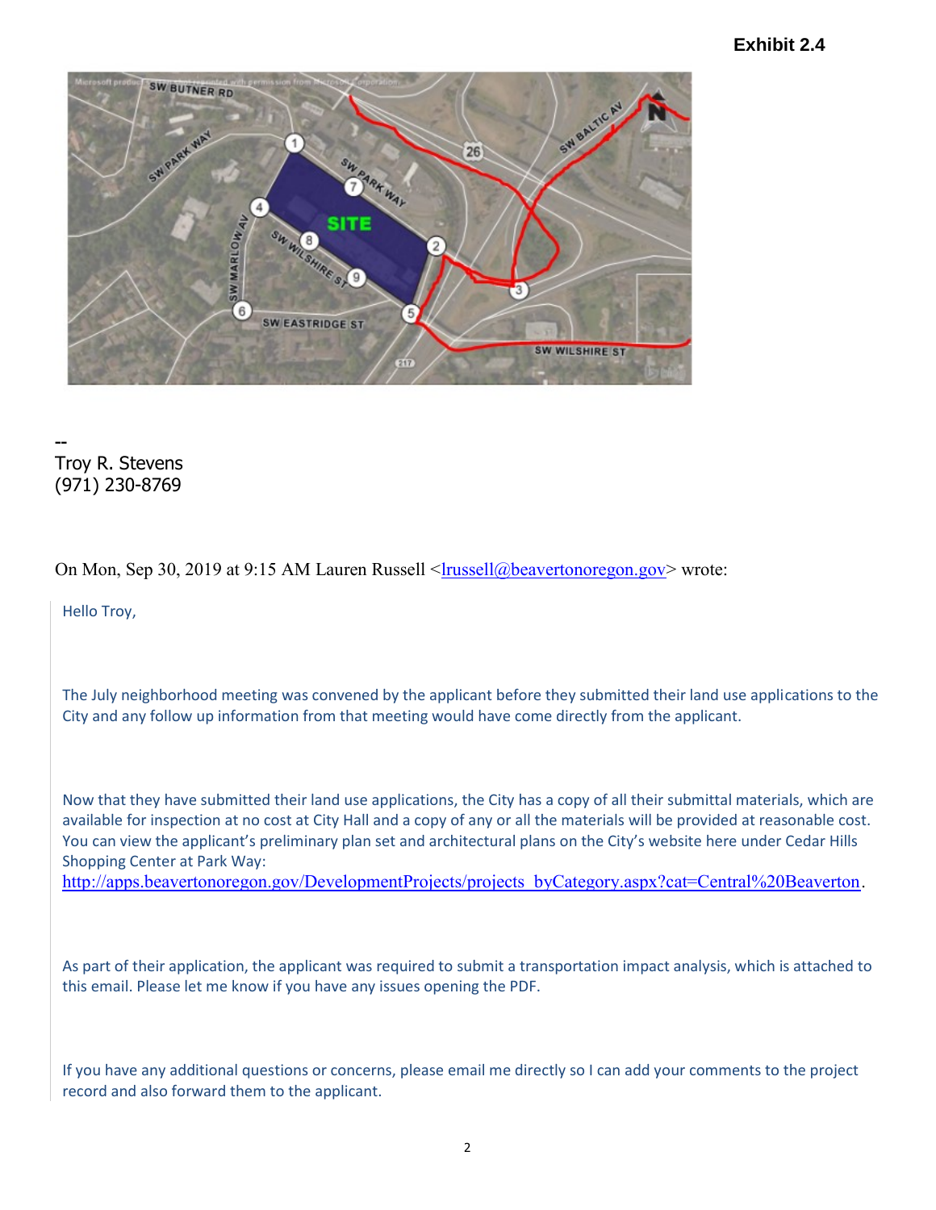**Exhibit 2.4**

--
Troy R. Stevens
(971) 230-8769

On Mon, Sep 30, 2019 at 9:15 AM Lauren Russell <lrussell@beavertonoregon.gov> wrote:

Hello Troy,

The July neighborhood meeting was convened by the applicant before they submitted their land use applications to the City and any follow up information from that meeting would have come directly from the applicant.

Now that they have submitted their land use applications, the City has a copy of all their submittal materials, which are available for inspection at no cost at City Hall and a copy of any or all the materials will be provided at reasonable cost. You can view the applicant's preliminary plan set and architectural plans on the City's website here under Cedar Hills Shopping Center at Park Way: http://apps.beavertonoregon.gov/DevelopmentProjects/projects_byCategory.aspx?cat=Central%20Beaverton.

As part of their application, the applicant was required to submit a transportation impact analysis, which is attached to this email. Please let me know if you have any issues opening the PDF.

If you have any additional questions or concerns, please email me directly so I can add your comments to the project record and also forward them to the applicant.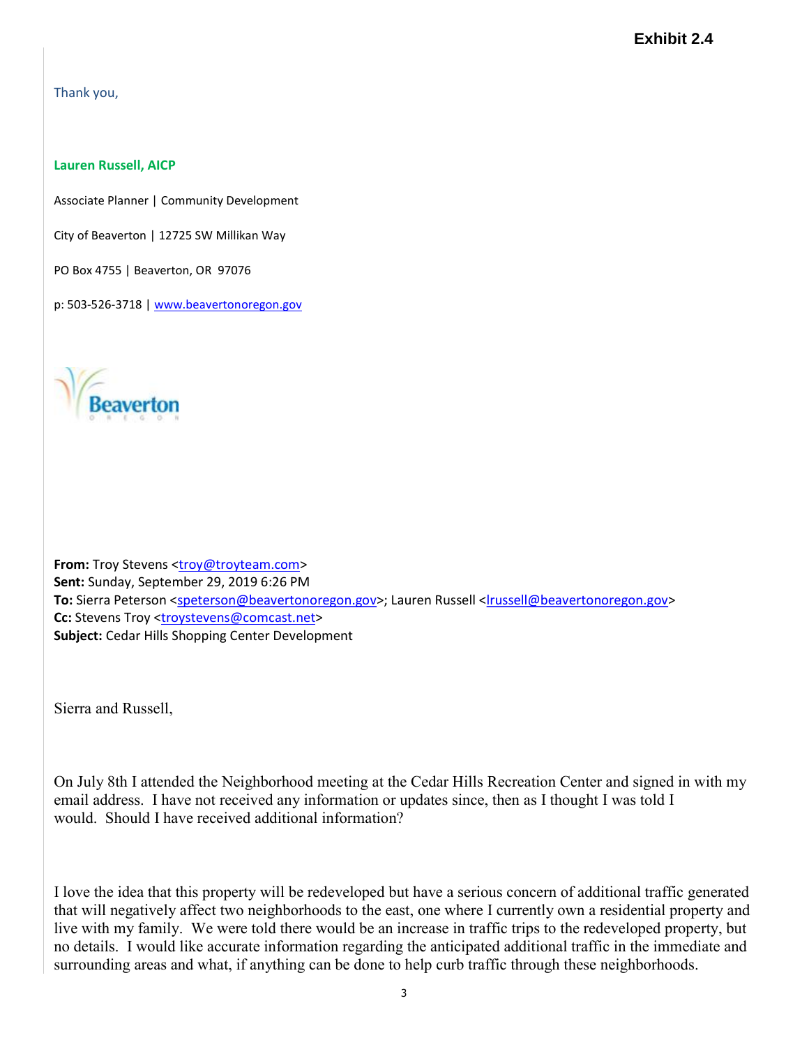**Exhibit 2.4**

Thank you,

**Lauren Russell, AICP**

Associate Planner | Community Development

City of Beaverton | 12725 SW Millikan Way

PO Box 4755 | Beaverton, OR 97076

p: 503-526-3718 | www.beavertonoregon.gov

**From:** Troy Stevens <troy@troyteam.com>
**Sent:** Sunday, September 29, 2019 6:26 PM
**To:** Sierra Peterson <speterson@beavertonoregon.gov>; Lauren Russell <lrussell@beavertonoregon.gov>
**Cc:** Stevens Troy <troystevens@comcast.net>
**Subject:** Cedar Hills Shopping Center Development

Sierra and Russell,

On July 8th I attended the Neighborhood meeting at the Cedar Hills Recreation Center and signed in with my email address. I have not received any information or updates since, then as I thought I was told I would. Should I have received additional information?

I love the idea that this property will be redeveloped but have a serious concern of additional traffic generated that will negatively affect two neighborhoods to the east, one where I currently own a residential property and live with my family. We were told there would be an increase in traffic trips to the redeveloped property, but no details. I would like accurate information regarding the anticipated additional traffic in the immediate and surrounding areas and what, if anything can be done to help curb traffic through these neighborhoods.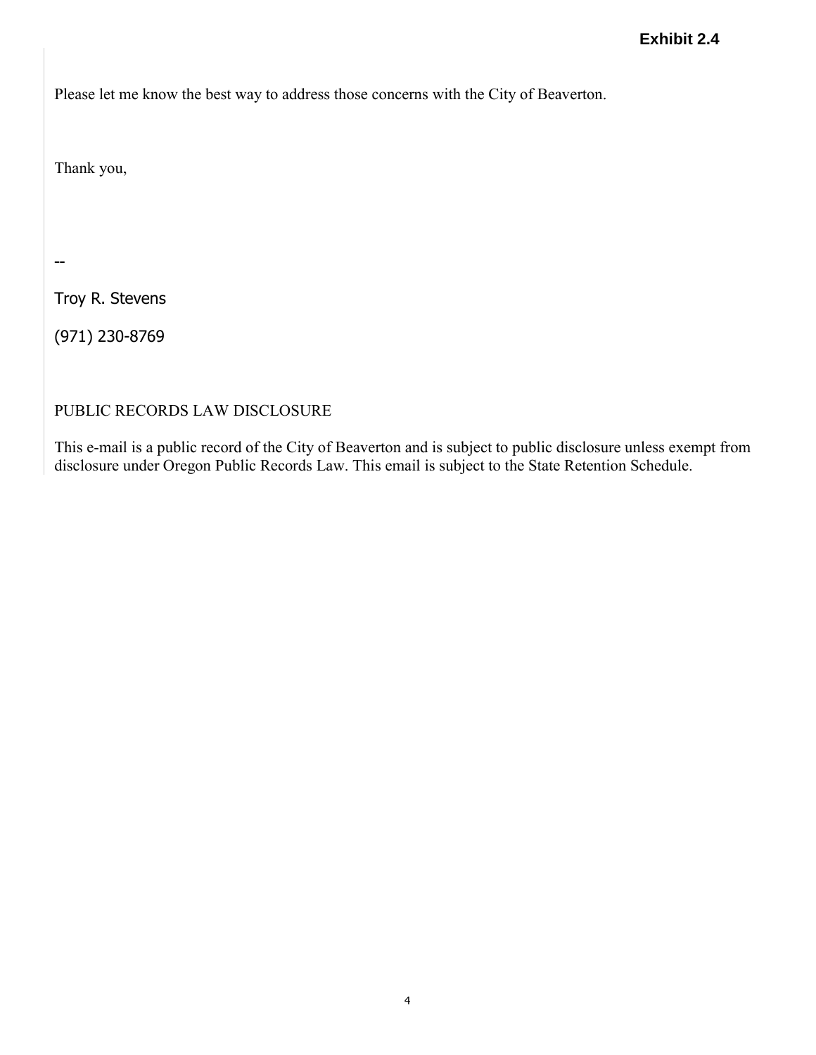Exhibit 2.4

Please let me know the best way to address those concerns with the City of Beaverton.

Thank you,

--

Troy R. Stevens

(971) 230-8769

PUBLIC RECORDS LAW DISCLOSURE

This e-mail is a public record of the City of Beaverton and is subject to public disclosure unless exempt from disclosure under Oregon Public Records Law. This email is subject to the State Retention Schedule.